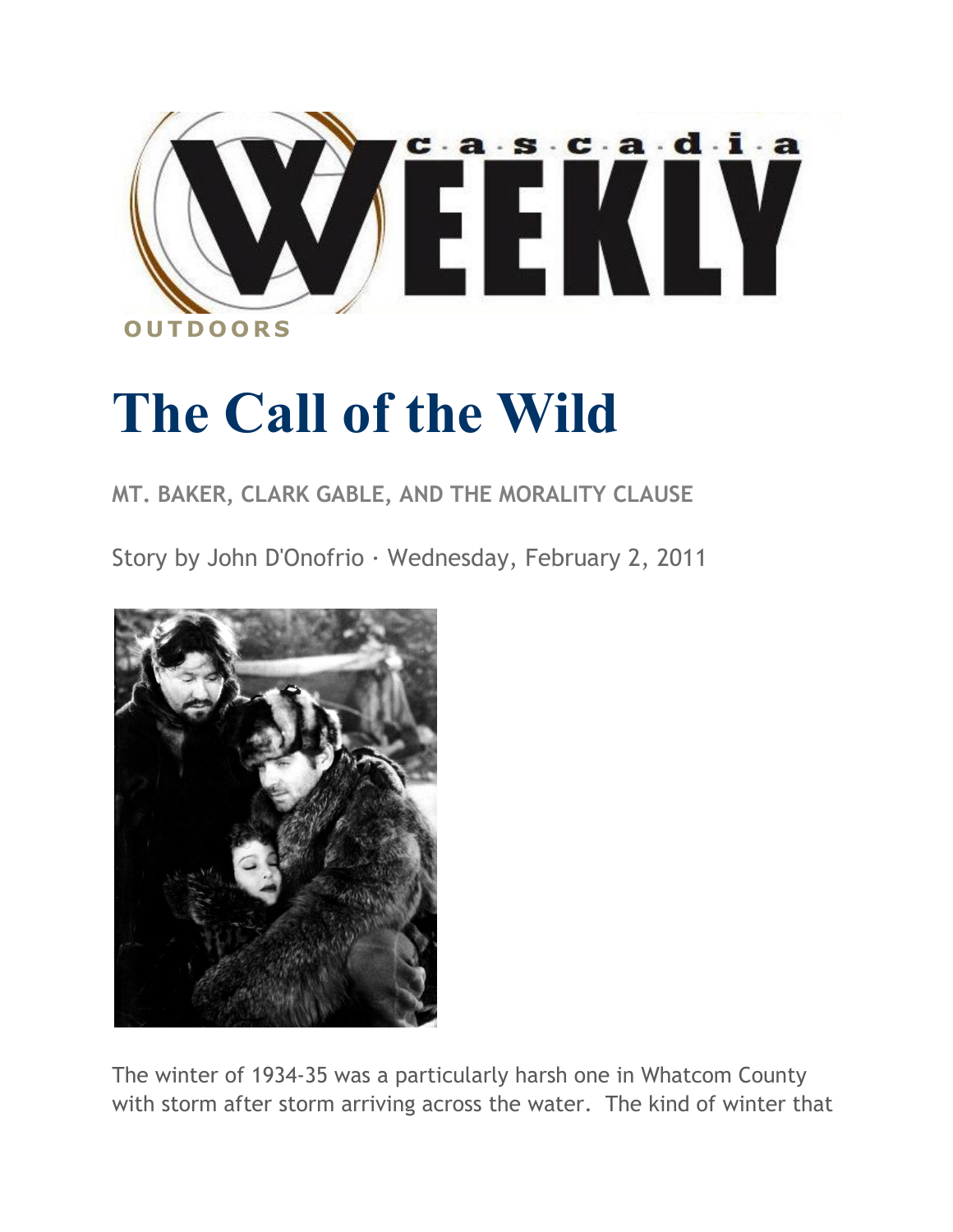OUTDOORS

# The Call of the Wild

**MT. BAKER, CLARK GABLE, AND THE MORALITY CLAUSE**

Story by John D'Onofrio · Wednesday, February 2, 2011

The winter of 1934-35 was a particularly harsh one in Whatcom County with storm after storm arriving across the water. The kind of winter that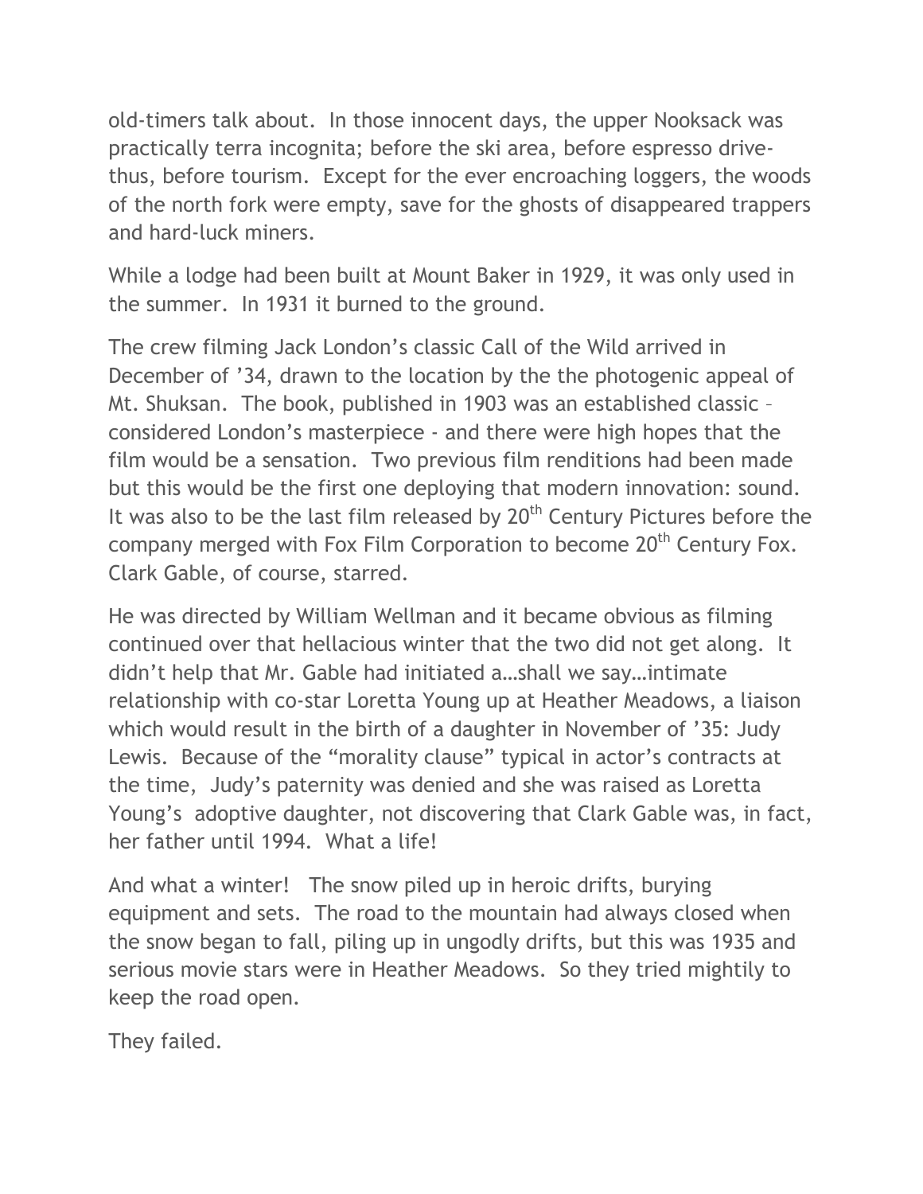old-timers talk about. In those innocent days, the upper Nooksack was practically terra incognita; before the ski area, before espresso drive-thus, before tourism. Except for the ever encroaching loggers, the woods of the north fork were empty, save for the ghosts of disappeared trappers and hard-luck miners.

While a lodge had been built at Mount Baker in 1929, it was only used in the summer. In 1931 it burned to the ground.

The crew filming Jack London's classic Call of the Wild arrived in December of '34, drawn to the location by the the photogenic appeal of Mt. Shuksan. The book, published in 1903 was an established classic – considered London's masterpiece - and there were high hopes that the film would be a sensation. Two previous film renditions had been made but this would be the first one deploying that modern innovation: sound. It was also to be the last film released by 20th Century Pictures before the company merged with Fox Film Corporation to become 20th Century Fox. Clark Gable, of course, starred.

He was directed by William Wellman and it became obvious as filming continued over that hellacious winter that the two did not get along. It didn't help that Mr. Gable had initiated a…shall we say…intimate relationship with co-star Loretta Young up at Heather Meadows, a liaison which would result in the birth of a daughter in November of '35: Judy Lewis. Because of the "morality clause" typical in actor's contracts at the time, Judy's paternity was denied and she was raised as Loretta Young's adoptive daughter, not discovering that Clark Gable was, in fact, her father until 1994. What a life!

And what a winter! The snow piled up in heroic drifts, burying equipment and sets. The road to the mountain had always closed when the snow began to fall, piling up in ungodly drifts, but this was 1935 and serious movie stars were in Heather Meadows. So they tried mightily to keep the road open.

They failed.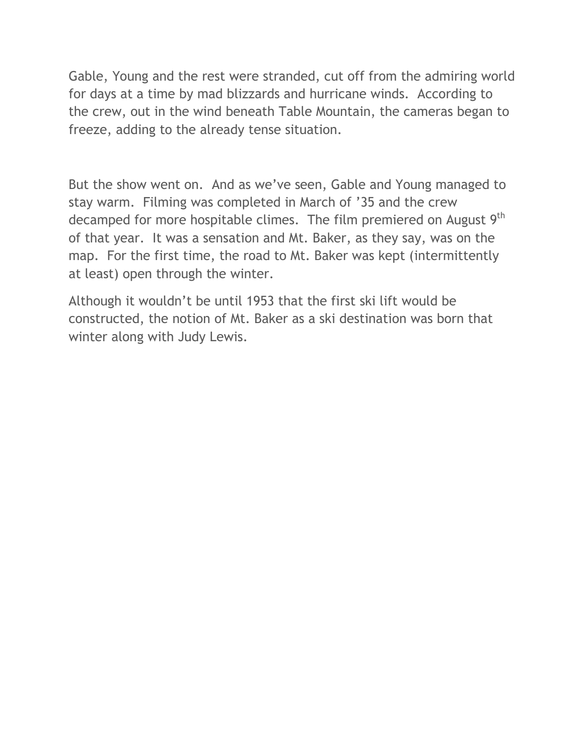Gable, Young and the rest were stranded, cut off from the admiring world for days at a time by mad blizzards and hurricane winds. According to the crew, out in the wind beneath Table Mountain, the cameras began to freeze, adding to the already tense situation.

But the show went on. And as we've seen, Gable and Young managed to stay warm. Filming was completed in March of '35 and the crew decamped for more hospitable climes. The film premiered on August 9th of that year. It was a sensation and Mt. Baker, as they say, was on the map. For the first time, the road to Mt. Baker was kept (intermittently at least) open through the winter.

Although it wouldn't be until 1953 that the first ski lift would be constructed, the notion of Mt. Baker as a ski destination was born that winter along with Judy Lewis.